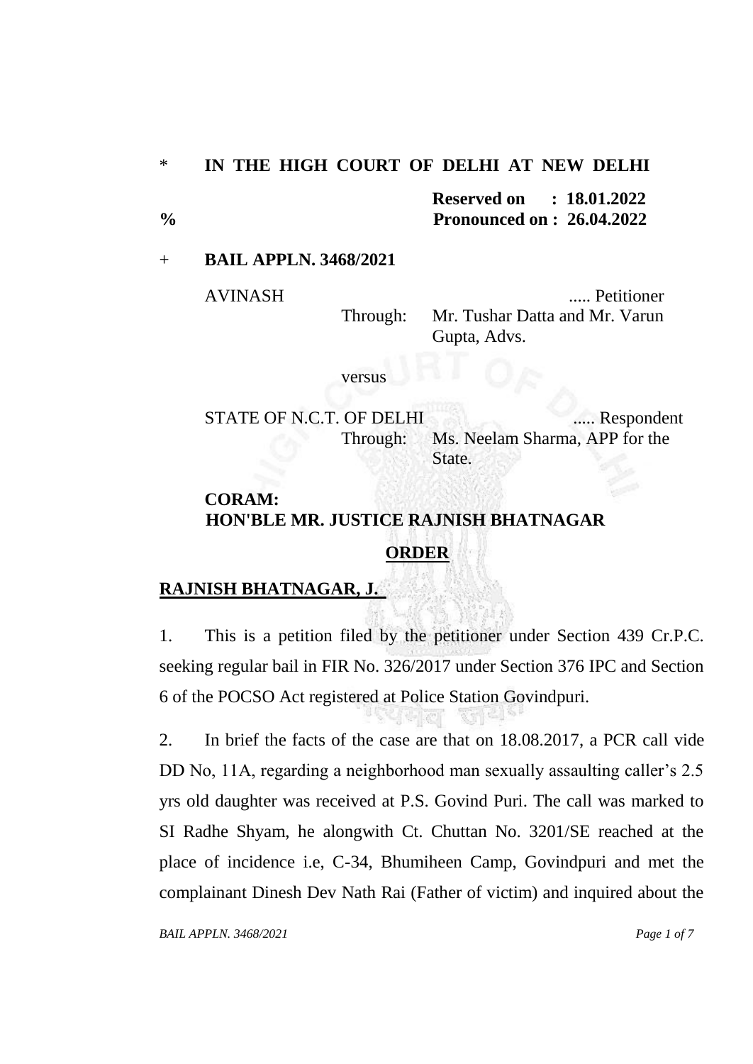\* **IN THE HIGH COURT OF DELHI AT NEW DELHI**

**Reserved on : 18.01.2022**

% **Pronounced on : 26.04.2022**

\+ **BAIL APPLN. 3468/2021**

AVINASH ..... Petitioner

Through: Mr. Tushar Datta and Mr. Varun Gupta, Advs.

versus

STATE OF N.C.T. OF DELHI ..... Respondent

Through: Ms. Neelam Sharma, APP for the State.

**CORAM:**
**HON'BLE MR. JUSTICE RAJNISH BHATNAGAR**

**ORDER**

**RAJNISH BHATNAGAR, J.**

1. This is a petition filed by the petitioner under Section 439 Cr.P.C. seeking regular bail in FIR No. 326/2017 under Section 376 IPC and Section 6 of the POCSO Act registered at Police Station Govindpuri.

2. In brief the facts of the case are that on 18.08.2017, a PCR call vide DD No, 11A, regarding a neighborhood man sexually assaulting caller's 2.5 yrs old daughter was received at P.S. Govind Puri. The call was marked to SI Radhe Shyam, he alongwith Ct. Chuttan No. 3201/SE reached at the place of incidence i.e, C-34, Bhumiheen Camp, Govindpuri and met the complainant Dinesh Dev Nath Rai (Father of victim) and inquired about the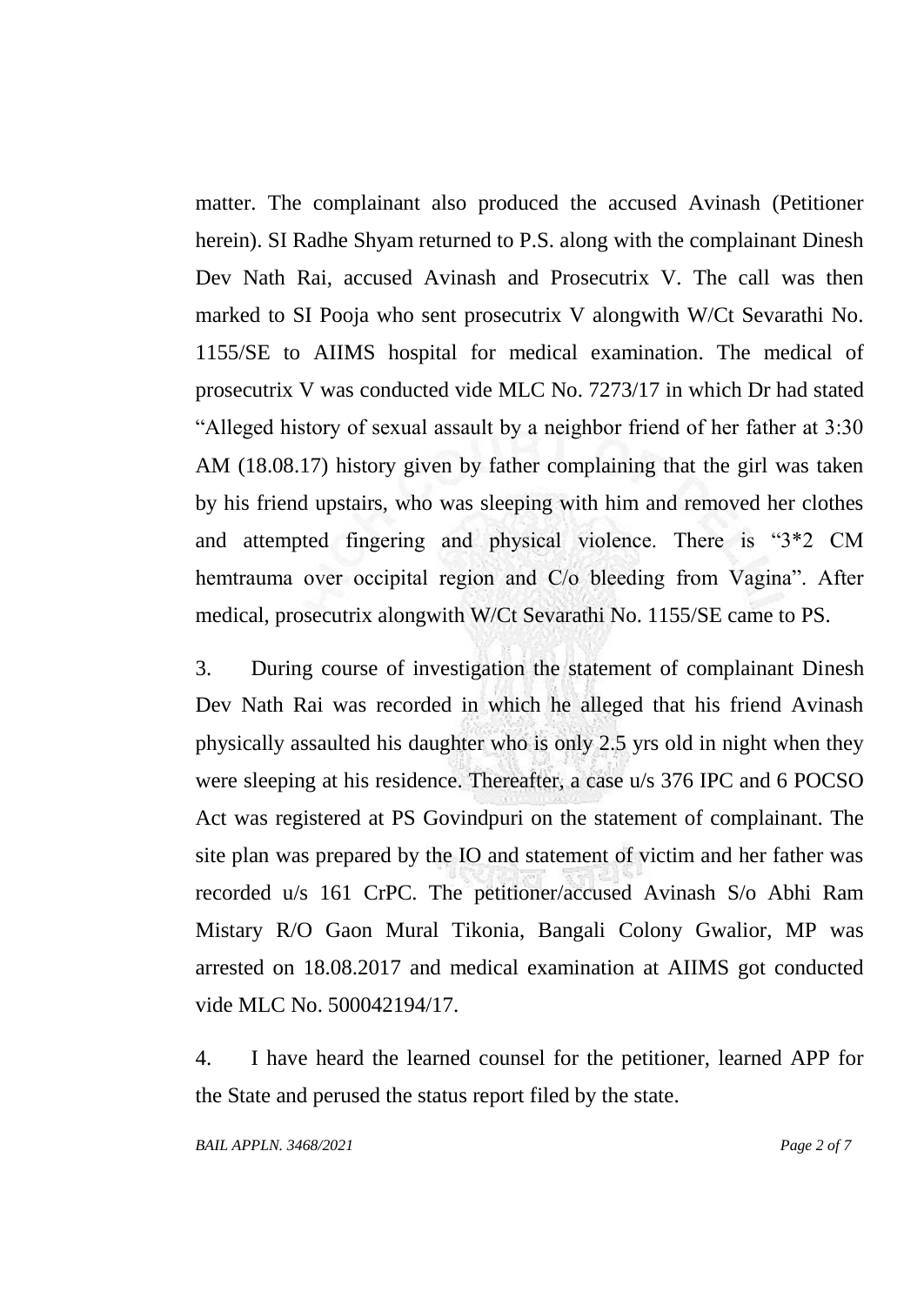matter. The complainant also produced the accused Avinash (Petitioner herein). SI Radhe Shyam returned to P.S. along with the complainant Dinesh Dev Nath Rai, accused Avinash and Prosecutrix V. The call was then marked to SI Pooja who sent prosecutrix V alongwith W/Ct Sevarathi No. 1155/SE to AIIMS hospital for medical examination. The medical of prosecutrix V was conducted vide MLC No. 7273/17 in which Dr had stated "Alleged history of sexual assault by a neighbor friend of her father at 3:30 AM (18.08.17) history given by father complaining that the girl was taken by his friend upstairs, who was sleeping with him and removed her clothes and attempted fingering and physical violence. There is "3*2 CM hemtrauma over occipital region and C/o bleeding from Vagina". After medical, prosecutrix alongwith W/Ct Sevarathi No. 1155/SE came to PS.

3. During course of investigation the statement of complainant Dinesh Dev Nath Rai was recorded in which he alleged that his friend Avinash physically assaulted his daughter who is only 2.5 yrs old in night when they were sleeping at his residence. Thereafter, a case u/s 376 IPC and 6 POCSO Act was registered at PS Govindpuri on the statement of complainant. The site plan was prepared by the IO and statement of victim and her father was recorded u/s 161 CrPC. The petitioner/accused Avinash S/o Abhi Ram Mistary R/O Gaon Mural Tikonia, Bangali Colony Gwalior, MP was arrested on 18.08.2017 and medical examination at AIIMS got conducted vide MLC No. 500042194/17.

4. I have heard the learned counsel for the petitioner, learned APP for the State and perused the status report filed by the state.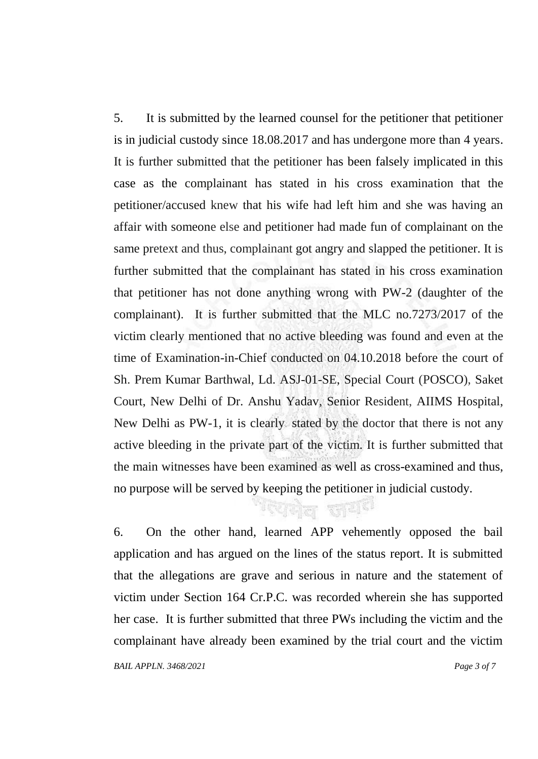5. It is submitted by the learned counsel for the petitioner that petitioner is in judicial custody since 18.08.2017 and has undergone more than 4 years. It is further submitted that the petitioner has been falsely implicated in this case as the complainant has stated in his cross examination that the petitioner/accused knew that his wife had left him and she was having an affair with someone else and petitioner had made fun of complainant on the same pretext and thus, complainant got angry and slapped the petitioner. It is further submitted that the complainant has stated in his cross examination that petitioner has not done anything wrong with PW-2 (daughter of the complainant). It is further submitted that the MLC no.7273/2017 of the victim clearly mentioned that no active bleeding was found and even at the time of Examination-in-Chief conducted on 04.10.2018 before the court of Sh. Prem Kumar Barthwal, Ld. ASJ-01-SE, Special Court (POSCO), Saket Court, New Delhi of Dr. Anshu Yadav, Senior Resident, AIIMS Hospital, New Delhi as PW-1, it is clearly stated by the doctor that there is not any active bleeding in the private part of the victim. It is further submitted that the main witnesses have been examined as well as cross-examined and thus, no purpose will be served by keeping the petitioner in judicial custody.

6. On the other hand, learned APP vehemently opposed the bail application and has argued on the lines of the status report. It is submitted that the allegations are grave and serious in nature and the statement of victim under Section 164 Cr.P.C. was recorded wherein she has supported her case. It is further submitted that three PWs including the victim and the complainant have already been examined by the trial court and the victim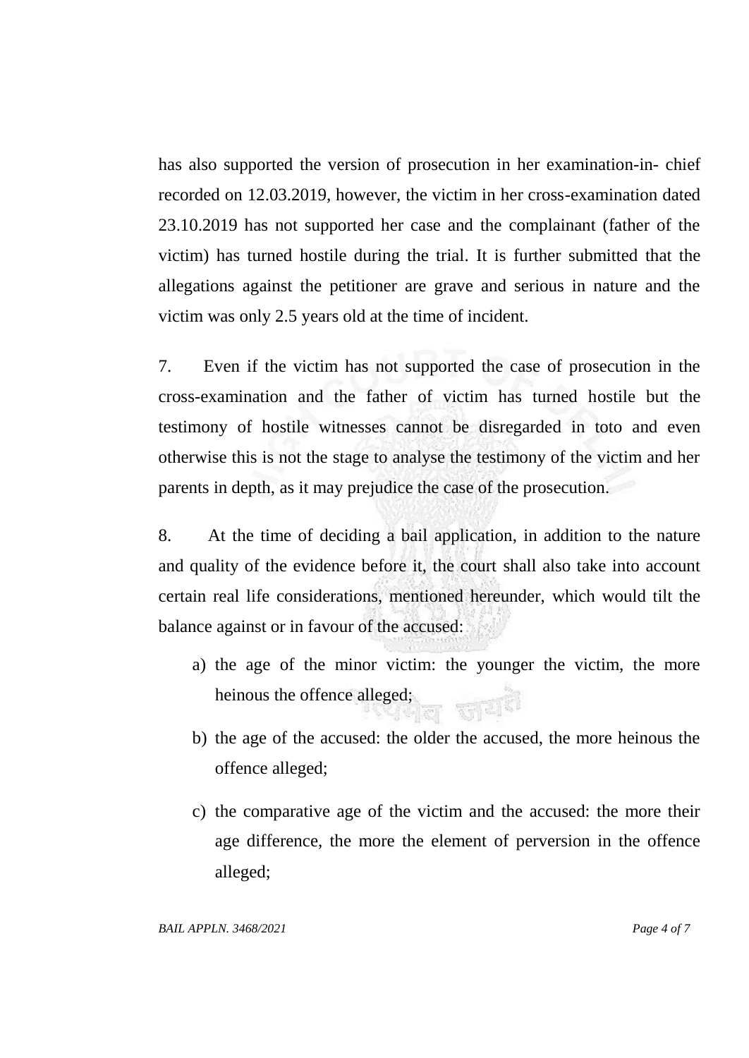has also supported the version of prosecution in her examination-in- chief recorded on 12.03.2019, however, the victim in her cross-examination dated 23.10.2019 has not supported her case and the complainant (father of the victim) has turned hostile during the trial. It is further submitted that the allegations against the petitioner are grave and serious in nature and the victim was only 2.5 years old at the time of incident.

7. Even if the victim has not supported the case of prosecution in the cross-examination and the father of victim has turned hostile but the testimony of hostile witnesses cannot be disregarded in toto and even otherwise this is not the stage to analyse the testimony of the victim and her parents in depth, as it may prejudice the case of the prosecution.

8. At the time of deciding a bail application, in addition to the nature and quality of the evidence before it, the court shall also take into account certain real life considerations, mentioned hereunder, which would tilt the balance against or in favour of the accused:

a) the age of the minor victim: the younger the victim, the more heinous the offence alleged;

b) the age of the accused: the older the accused, the more heinous the offence alleged;

c) the comparative age of the victim and the accused: the more their age difference, the more the element of perversion in the offence alleged;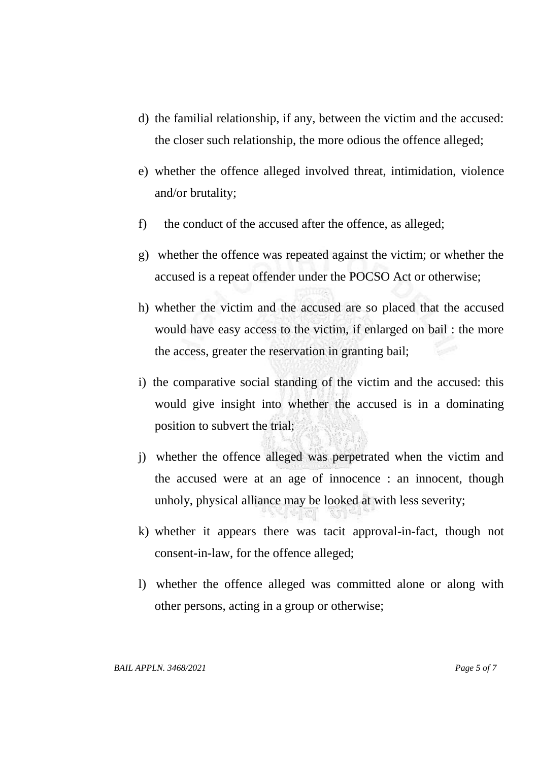d) the familial relationship, if any, between the victim and the accused: the closer such relationship, the more odious the offence alleged;

e) whether the offence alleged involved threat, intimidation, violence and/or brutality;

f) the conduct of the accused after the offence, as alleged;

g) whether the offence was repeated against the victim; or whether the accused is a repeat offender under the POCSO Act or otherwise;

h) whether the victim and the accused are so placed that the accused would have easy access to the victim, if enlarged on bail : the more the access, greater the reservation in granting bail;

i) the comparative social standing of the victim and the accused: this would give insight into whether the accused is in a dominating position to subvert the trial;

j) whether the offence alleged was perpetrated when the victim and the accused were at an age of innocence : an innocent, though unholy, physical alliance may be looked at with less severity;

k) whether it appears there was tacit approval-in-fact, though not consent-in-law, for the offence alleged;

l) whether the offence alleged was committed alone or along with other persons, acting in a group or otherwise;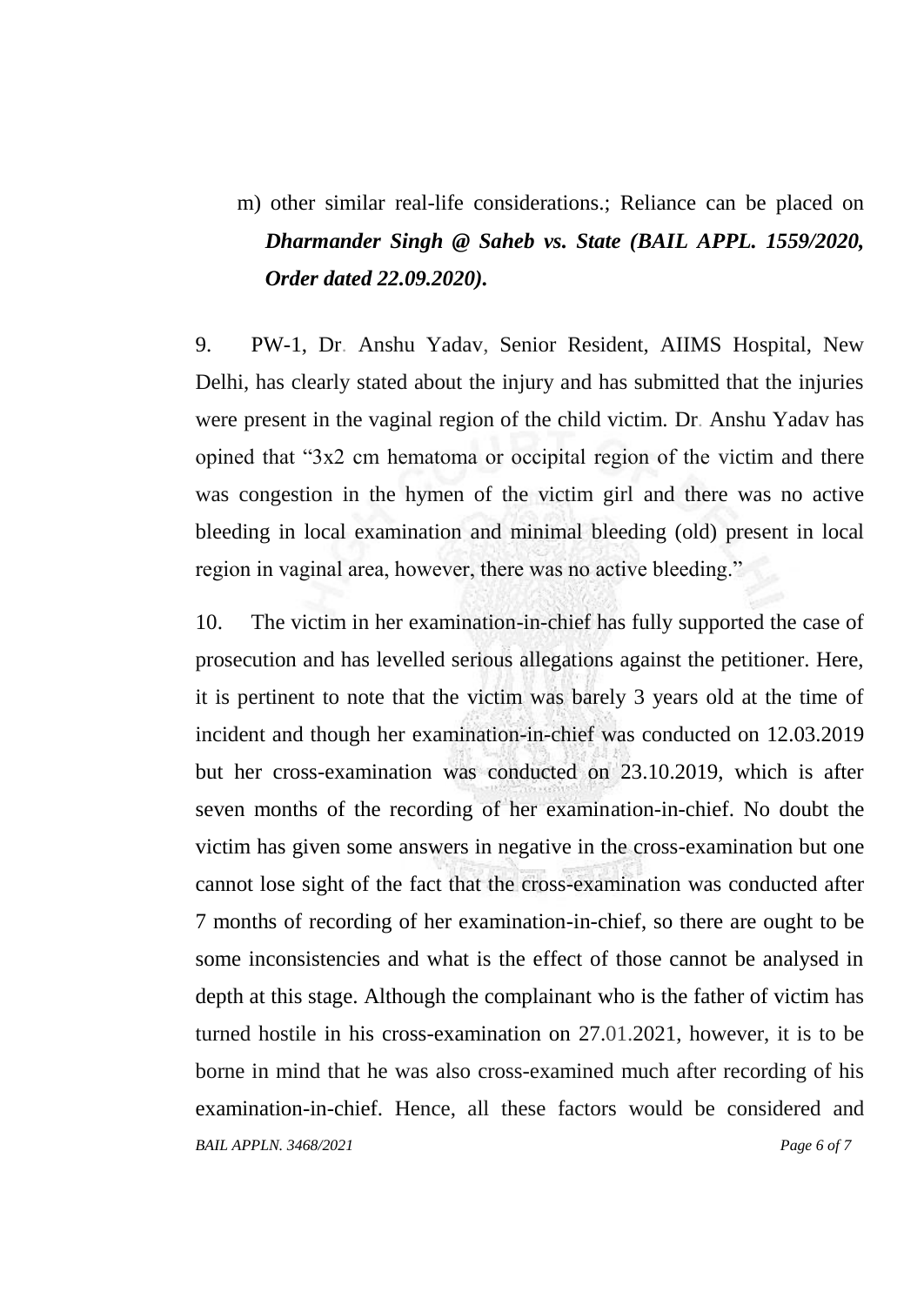m) other similar real-life considerations.; Reliance can be placed on ***Dharmander Singh @ Saheb vs. State (BAIL APPL. 1559/2020, Order dated 22.09.2020).***

9. PW-1, Dr. Anshu Yadav, Senior Resident, AIIMS Hospital, New Delhi, has clearly stated about the injury and has submitted that the injuries were present in the vaginal region of the child victim. Dr. Anshu Yadav has opined that "3x2 cm hematoma or occipital region of the victim and there was congestion in the hymen of the victim girl and there was no active bleeding in local examination and minimal bleeding (old) present in local region in vaginal area, however, there was no active bleeding."

10. The victim in her examination-in-chief has fully supported the case of prosecution and has levelled serious allegations against the petitioner. Here, it is pertinent to note that the victim was barely 3 years old at the time of incident and though her examination-in-chief was conducted on 12.03.2019 but her cross-examination was conducted on 23.10.2019, which is after seven months of the recording of her examination-in-chief. No doubt the victim has given some answers in negative in the cross-examination but one cannot lose sight of the fact that the cross-examination was conducted after 7 months of recording of her examination-in-chief, so there are ought to be some inconsistencies and what is the effect of those cannot be analysed in depth at this stage. Although the complainant who is the father of victim has turned hostile in his cross-examination on 27.01.2021, however, it is to be borne in mind that he was also cross-examined much after recording of his examination-in-chief. Hence, all these factors would be considered and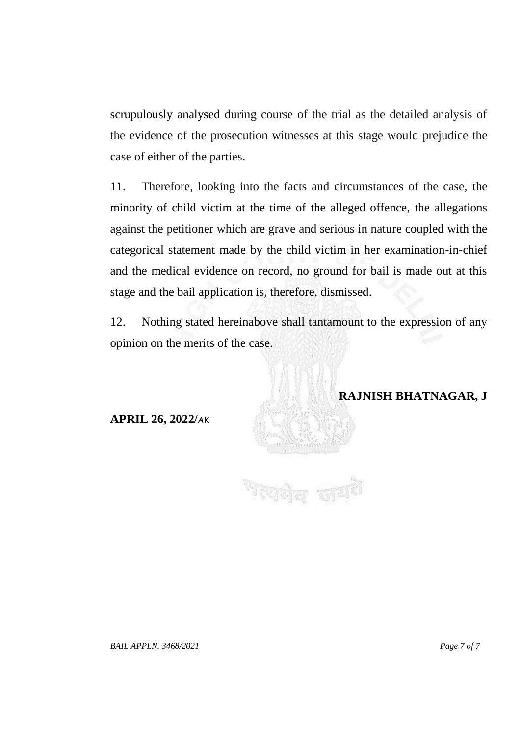scrupulously analysed during course of the trial as the detailed analysis of the evidence of the prosecution witnesses at this stage would prejudice the case of either of the parties.

11. Therefore, looking into the facts and circumstances of the case, the minority of child victim at the time of the alleged offence, the allegations against the petitioner which are grave and serious in nature coupled with the categorical statement made by the child victim in her examination-in-chief and the medical evidence on record, no ground for bail is made out at this stage and the bail application is, therefore, dismissed.

12. Nothing stated hereinabove shall tantamount to the expression of any opinion on the merits of the case.

**RAJNISH BHATNAGAR, J**

**APRIL 26, 2022/**AK